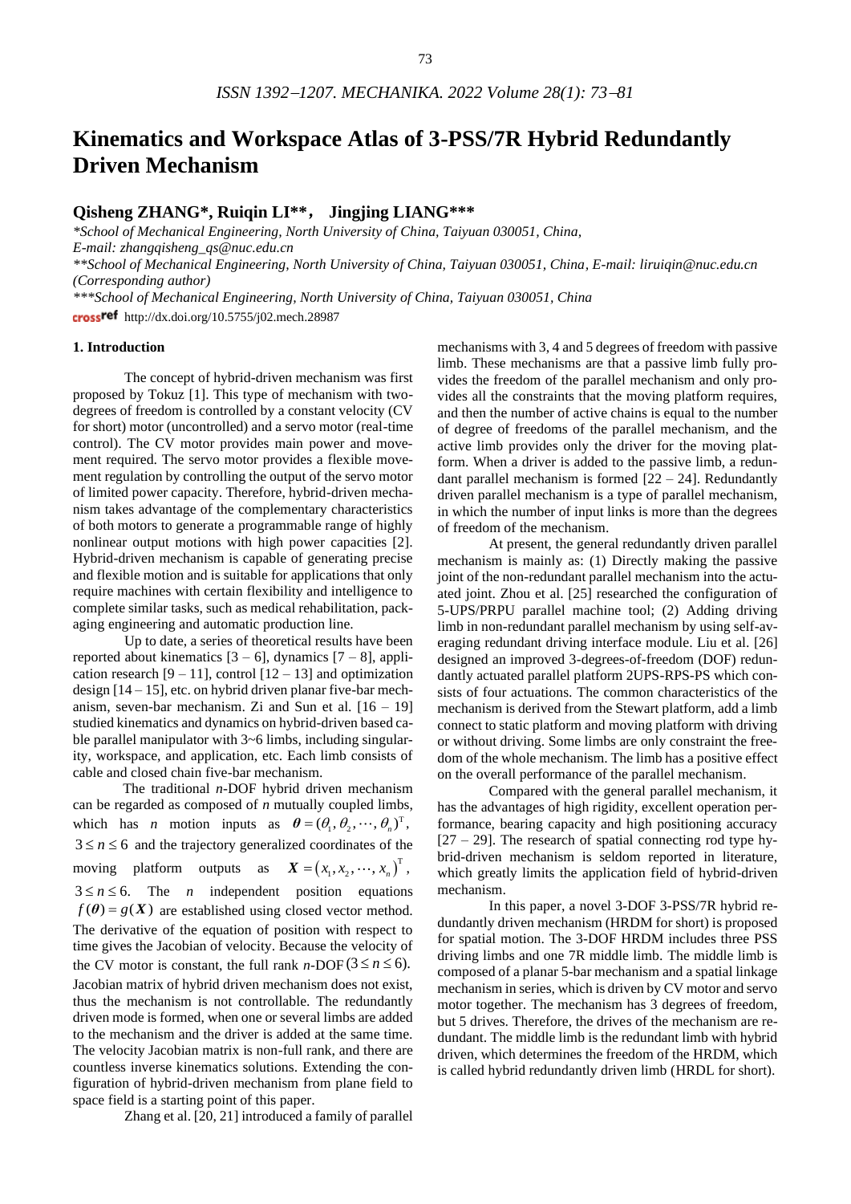# Kinematics and Workspace Atlas of 3-PSS/7R Hybrid Redundantly Driven Mechanism

## Qisheng ZHANG*, Ruiqin LI**, Jingjing LIANG***

*\*School of Mechanical Engineering, North University of China, Taiyuan 030051, China, E-mail: zhangqisheng_qs@nuc.edu.cn*

*\*\*School of Mechanical Engineering, North University of China, Taiyuan 030051, China, E-mail: liruiqin@nuc.edu.cn (Corresponding author)*

*\*\*\*School of Mechanical Engineering, North University of China, Taiyuan 030051, China*

http://dx.doi.org/10.5755/j02.mech.28987

### 1. Introduction

The concept of hybrid-driven mechanism was first proposed by Tokuz [1]. This type of mechanism with two-degrees of freedom is controlled by a constant velocity (CV for short) motor (uncontrolled) and a servo motor (real-time control). The CV motor provides main power and movement required. The servo motor provides a flexible movement regulation by controlling the output of the servo motor of limited power capacity. Therefore, hybrid-driven mechanism takes advantage of the complementary characteristics of both motors to generate a programmable range of highly nonlinear output motions with high power capacities [2]. Hybrid-driven mechanism is capable of generating precise and flexible motion and is suitable for applications that only require machines with certain flexibility and intelligence to complete similar tasks, such as medical rehabilitation, packaging engineering and automatic production line.

Up to date, a series of theoretical results have been reported about kinematics [3 – 6], dynamics [7 – 8], application research [9 – 11], control [12 – 13] and optimization design [14 – 15], etc. on hybrid driven planar five-bar mechanism, seven-bar mechanism. Zi and Sun et al. [16 – 19] studied kinematics and dynamics on hybrid-driven based cable parallel manipulator with 3~6 limbs, including singularity, workspace, and application, etc. Each limb consists of cable and closed chain five-bar mechanism.

The traditional *n*-DOF hybrid driven mechanism can be regarded as composed of *n* mutually coupled limbs, which has *n* motion inputs as $\boldsymbol{\theta}=(\theta_1, \theta_2, \cdots, \theta_n)^{\mathrm{T}}$, $3 \le n \le 6$ and the trajectory generalized coordinates of the moving platform outputs as $\boldsymbol{X}=\left(x_1, x_2, \cdots, x_n\right)^{\mathrm{T}}$, $3 \le n \le 6$. The *n* independent position equations $f(\boldsymbol{\theta})=g(\boldsymbol{X})$ are established using closed vector method. The derivative of the equation of position with respect to time gives the Jacobian of velocity. Because the velocity of the CV motor is constant, the full rank *n*-DOF $(3 \le n \le 6)$. Jacobian matrix of hybrid driven mechanism does not exist, thus the mechanism is not controllable. The redundantly driven mode is formed, when one or several limbs are added to the mechanism and the driver is added at the same time. The velocity Jacobian matrix is non-full rank, and there are countless inverse kinematics solutions. Extending the configuration of hybrid-driven mechanism from plane field to space field is a starting point of this paper.

Zhang et al. [20, 21] introduced a family of parallel mechanisms with 3, 4 and 5 degrees of freedom with passive limb. These mechanisms are that a passive limb fully provides the freedom of the parallel mechanism and only provides all the constraints that the moving platform requires, and then the number of active chains is equal to the number of degree of freedoms of the parallel mechanism, and the active limb provides only the driver for the moving platform. When a driver is added to the passive limb, a redundant parallel mechanism is formed [22 – 24]. Redundantly driven parallel mechanism is a type of parallel mechanism, in which the number of input links is more than the degrees of freedom of the mechanism.

At present, the general redundantly driven parallel mechanism is mainly as: (1) Directly making the passive joint of the non-redundant parallel mechanism into the actuated joint. Zhou et al. [25] researched the configuration of 5-UPS/PRPU parallel machine tool; (2) Adding driving limb in non-redundant parallel mechanism by using self-averaging redundant driving interface module. Liu et al. [26] designed an improved 3-degrees-of-freedom (DOF) redundantly actuated parallel platform 2UPS-RPS-PS which consists of four actuations. The common characteristics of the mechanism is derived from the Stewart platform, add a limb connect to static platform and moving platform with driving or without driving. Some limbs are only constraint the freedom of the whole mechanism. The limb has a positive effect on the overall performance of the parallel mechanism.

Compared with the general parallel mechanism, it has the advantages of high rigidity, excellent operation performance, bearing capacity and high positioning accuracy [27 – 29]. The research of spatial connecting rod type hybrid-driven mechanism is seldom reported in literature, which greatly limits the application field of hybrid-driven mechanism.

In this paper, a novel 3-DOF 3-PSS/7R hybrid redundantly driven mechanism (HRDM for short) is proposed for spatial motion. The 3-DOF HRDM includes three PSS driving limbs and one 7R middle limb. The middle limb is composed of a planar 5-bar mechanism and a spatial linkage mechanism in series, which is driven by CV motor and servo motor together. The mechanism has 3 degrees of freedom, but 5 drives. Therefore, the drives of the mechanism are redundant. The middle limb is the redundant limb with hybrid driven, which determines the freedom of the HRDM, which is called hybrid redundantly driven limb (HRDL for short).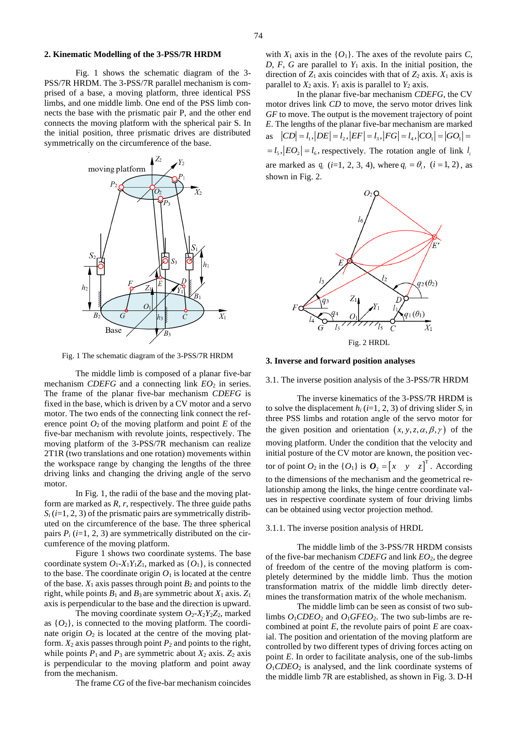## 2. Kinematic Modelling of the 3-PSS/7R HRDM

Fig. 1 shows the schematic diagram of the 3-PSS/7R HRDM. The 3-PSS/7R parallel mechanism is comprised of a base, a moving platform, three identical PSS limbs, and one middle limb. One end of the PSS limb connects the base with the prismatic pair P, and the other end connects the moving platform with the spherical pair S. In the initial position, three prismatic drives are distributed symmetrically on the circumference of the base.

Fig. 1 The schematic diagram of the 3-PSS/7R HRDM

The middle limb is composed of a planar five-bar mechanism *CDEFG* and a connecting link $EO_2$ in series. The frame of the planar five-bar mechanism *CDEFG* is fixed in the base, which is driven by a CV motor and a servo motor. The two ends of the connecting link connect the reference point $O_2$ of the moving platform and point *E* of the five-bar mechanism with revolute joints, respectively. The moving platform of the 3-PSS/7R mechanism can realize 2T1R (two translations and one rotation) movements within the workspace range by changing the lengths of the three driving links and changing the driving angle of the servo motor.

In Fig. 1, the radii of the base and the moving platform are marked as *R*, *r*, respectively. The three guide paths $S_i$ (*i*=1, 2, 3) of the prismatic pairs are symmetrically distributed on the circumference of the base. The three spherical pairs $P_i$ (*i*=1, 2, 3) are symmetrically distributed on the circumference of the moving platform.

Figure 1 shows two coordinate systems. The base coordinate system $O_1$-$X_1Y_1Z_1$, marked as $\{O_1\}$, is connected to the base. The coordinate origin $O_1$ is located at the centre of the base. $X_1$ axis passes through point $B_2$ and points to the right, while points $B_1$ and $B_3$ are symmetric about $X_1$ axis. $Z_1$ axis is perpendicular to the base and the direction is upward.

The moving coordinate system $O_2$-$X_2Y_2Z_2$, marked as $\{O_2\}$, is connected to the moving platform. The coordinate origin $O_2$ is located at the centre of the moving platform. $X_2$ axis passes through point $P_2$ and points to the right, while points $P_1$ and $P_3$ are symmetric about $X_2$ axis. $Z_2$ axis is perpendicular to the moving platform and point away from the mechanism.

The frame *CG* of the five-bar mechanism coincides with $X_1$ axis in the $\{O_1\}$. The axes of the revolute pairs *C*, *D*, *F*, *G* are parallel to $Y_1$ axis. In the initial position, the direction of $Z_1$ axis coincides with that of $Z_2$ axis. $X_1$ axis is parallel to $X_2$ axis. $Y_1$ axis is parallel to $Y_2$ axis.

In the planar five-bar mechanism *CDEFG*, the CV motor drives link *CD* to move, the servo motor drives link *GF* to move. The output is the movement trajectory of point *E*. The lengths of the planar five-bar mechanism are marked as $|CD| = l_1, |DE| = l_2, |EF| = l_3, |FG| = l_4, |CO_1| = |GO_1| = l_5, |EO_2| = l_6$, respectively. The rotation angle of link $l_i$ are marked as $q_i$ (*i*=1, 2, 3, 4), where $q_i = \theta_i$, $(i = 1, 2)$, as shown in Fig. 2.

Fig. 2 HRDL

## 3. Inverse and forward position analyses

### 3.1. The inverse position analysis of the 3-PSS/7R HRDM

The inverse kinematics of the 3-PSS/7R HRDM is to solve the displacement $h_i$ (*i*=1, 2, 3) of driving slider $S_i$ in three PSS limbs and rotation angle of the servo motor for the given position and orientation $(x, y, z, \alpha, \beta, \gamma)$ of the moving platform. Under the condition that the velocity and initial posture of the CV motor are known, the position vector of point $O_2$ in the $\{O_1\}$ is $\boldsymbol{O}_2 = \begin{bmatrix} x & y & z \end{bmatrix}^{\mathrm{T}}$. According to the dimensions of the mechanism and the geometrical relationship among the links, the hinge centre coordinate values in respective coordinate system of four driving limbs can be obtained using vector projection method.

#### 3.1.1. The inverse position analysis of HRDL

The middle limb of the 3-PSS/7R HRDM consists of the five-bar mechanism *CDEFG* and link $EO_2$, the degree of freedom of the centre of the moving platform is completely determined by the middle limb. Thus the motion transformation matrix of the middle limb directly determines the transformation matrix of the whole mechanism.

The middle limb can be seen as consist of two sub-limbs $O_1CDEO_2$ and $O_1GFEO_2$. The two sub-limbs are recombined at point *E*, the revolute pairs of point *E* are coaxial. The position and orientation of the moving platform are controlled by two different types of driving forces acting on point *E*. In order to facilitate analysis, one of the sub-limbs $O_1CDEO_2$ is analysed, and the link coordinate systems of the middle limb 7R are established, as shown in Fig. 3. D-H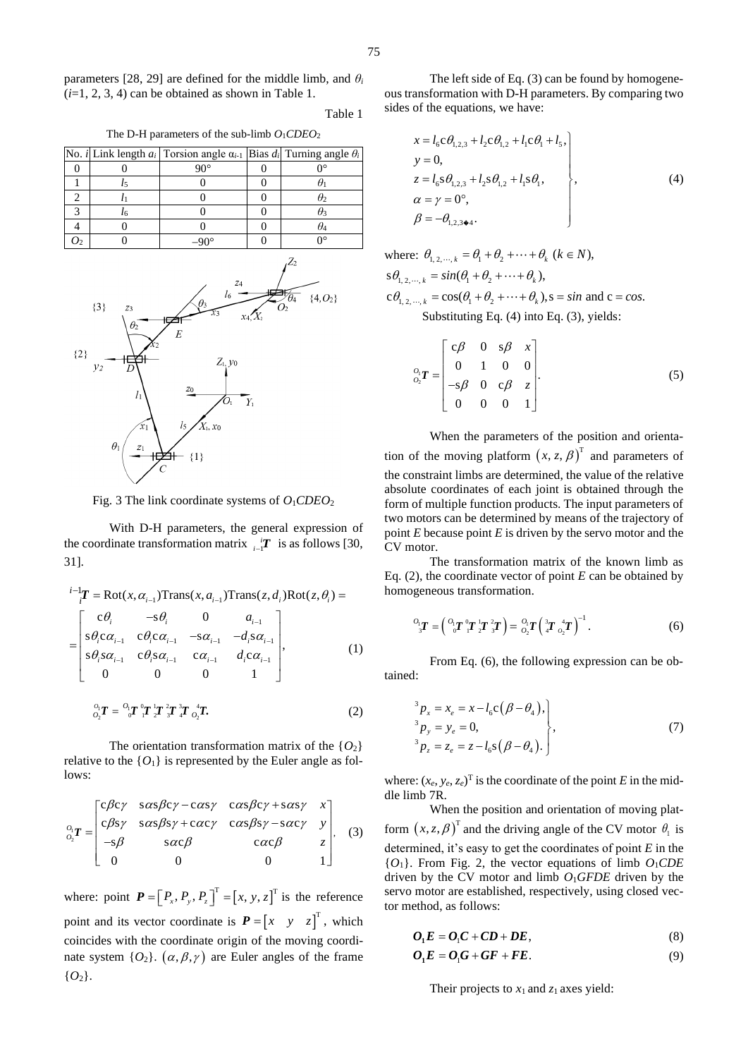parameters [28, 29] are defined for the middle limb, and $\theta_i$ ($i$=1, 2, 3, 4) can be obtained as shown in Table 1.

Table 1

The D-H parameters of the sub-limb $O_1CDEO_2$

| No. $i$ | Link length $a_i$ | Torsion angle $\alpha_{i-1}$ | Bias $d_i$ | Turning angle $\theta_i$ |
|---|---|---|---|---|
| 0 | 0 | 90° | 0 | 0° |
| 1 | $l_5$ | 0 | 0 | $\theta_1$ |
| 2 | $l_1$ | 0 | 0 | $\theta_2$ |
| 3 | $l_6$ | 0 | 0 | $\theta_3$ |
| 4 | 0 | 0 | 0 | $\theta_4$ |
| $O_2$ | 0 | −90° | 0 | 0° |

Fig. 3 The link coordinate systems of $O_1CDEO_2$

With D-H parameters, the general expression of the coordinate transformation matrix ${}_{i-1}^{\ i}\boldsymbol{T}$ is as follows [30, 31].

$$
{}^{i-1}_{\ \ i}\boldsymbol{T} = \text{Rot}(x,\alpha_{i-1})\text{Trans}(x,a_{i-1})\text{Trans}(z,d_i)\text{Rot}(z,\theta_i) = \\
= \begin{bmatrix} c\theta_i & -s\theta_i & 0 & a_{i-1} \\ s\theta_i c\alpha_{i-1} & c\theta_i c\alpha_{i-1} & -s\alpha_{i-1} & -d_i s\alpha_{i-1} \\ s\theta_i s\alpha_{i-1} & c\theta_i s\alpha_{i-1} & c\alpha_{i-1} & d_i c\alpha_{i-1} \\ 0 & 0 & 0 & 1 \end{bmatrix}, \tag{1}
$$

$$
{}^{O_1}_{O_2}\boldsymbol{T} = {}^{O_1}_{\ 0}\boldsymbol{T}\,{}^{0}_{1}\boldsymbol{T}\,{}^{1}_{2}\boldsymbol{T}\,{}^{2}_{3}\boldsymbol{T}\,{}^{3}_{4}\boldsymbol{T}\,{}^{\ 4}_{O_2}\boldsymbol{T}. \tag{2}
$$

The orientation transformation matrix of the $\{O_2\}$ relative to the $\{O_1\}$ is represented by the Euler angle as follows:

$$
{}^{O_1}_{O_2}\boldsymbol{T} = \begin{bmatrix} c\beta c\gamma & s\alpha s\beta c\gamma - c\alpha s\gamma & c\alpha s\beta c\gamma + s\alpha s\gamma & x \\ c\beta s\gamma & s\alpha s\beta s\gamma + c\alpha c\gamma & c\alpha s\beta s\gamma - s\alpha c\gamma & y \\ -s\beta & s\alpha c\beta & c\alpha c\beta & z \\ 0 & 0 & 0 & 1 \end{bmatrix}, \tag{3}
$$

where: point $\boldsymbol{P} = \left[P_x, P_y, P_z\right]^{\mathrm{T}} = \left[x, y, z\right]^{\mathrm{T}}$ is the reference point and its vector coordinate is $\boldsymbol{P} = \begin{bmatrix} x & y & z \end{bmatrix}^{\mathrm{T}}$, which coincides with the coordinate origin of the moving coordinate system $\{O_2\}$. $(\alpha, \beta, \gamma)$ are Euler angles of the frame $\{O_2\}$.

The left side of Eq. (3) can be found by homogeneous transformation with D-H parameters. By comparing two sides of the equations, we have:

$$
\left.\begin{aligned}
& x = l_6 c\theta_{1,2,3} + l_2 c\theta_{1,2} + l_1 c\theta_1 + l_5, \\
& y = 0, \\
& z = l_6 s\theta_{1,2,3} + l_2 s\theta_{1,2} + l_1 s\theta_1, \\
& \alpha = \gamma = 0°, \\
& \beta = -\theta_{1,2,3\blacklozenge 4}.
\end{aligned}\right\}, \tag{4}
$$

where: $\theta_{1,2,\cdots,k} = \theta_1 + \theta_2 + \cdots + \theta_k \ (k \in N)$,
$s\theta_{1,2,\cdots,k} = sin(\theta_1 + \theta_2 + \cdots + \theta_k)$,
$c\theta_{1,2,\cdots,k} = \cos(\theta_1 + \theta_2 + \cdots + \theta_k), \mathrm{s} = sin$ and $\mathrm{c} = cos$.

Substituting Eq. (4) into Eq. (3), yields:

$$
{}^{O_1}_{O_2}\boldsymbol{T} = \begin{bmatrix} c\beta & 0 & s\beta & x \\ 0 & 1 & 0 & 0 \\ -s\beta & 0 & c\beta & z \\ 0 & 0 & 0 & 1 \end{bmatrix}. \tag{5}
$$

When the parameters of the position and orientation of the moving platform $(x, z, \beta)^{\mathrm{T}}$ and parameters of the constraint limbs are determined, the value of the relative absolute coordinates of each joint is obtained through the form of multiple function products. The input parameters of two motors can be determined by means of the trajectory of point $E$ because point $E$ is driven by the servo motor and the CV motor.

The transformation matrix of the known limb as Eq. (2), the coordinate vector of point $E$ can be obtained by homogeneous transformation.

$$
{}^{O_1}_{\ 3}\boldsymbol{T} = \left({}^{O_1}_{\ 0}\boldsymbol{T}\,{}^{0}_{1}\boldsymbol{T}\,{}^{1}_{2}\boldsymbol{T}\,{}^{2}_{3}\boldsymbol{T}\right) = {}^{O_1}_{O_2}\boldsymbol{T}\left({}^{3}_{4}\boldsymbol{T}\,{}^{\ 4}_{O_2}\boldsymbol{T}\right)^{-1}. \tag{6}
$$

From Eq. (6), the following expression can be obtained:

$$
\left.\begin{aligned}
& {}^{3}p_x = x_e = x - l_6 c\left(\beta - \theta_4\right), \\
& {}^{3}p_y = y_e = 0, \\
& {}^{3}p_z = z_e = z - l_6 s\left(\beta - \theta_4\right).
\end{aligned}\right\}, \tag{7}
$$

where: $(x_e, y_e, z_e)^{\mathrm{T}}$ is the coordinate of the point $E$ in the middle limb 7R.

When the position and orientation of moving platform $(x, z, \beta)^{\mathrm{T}}$ and the driving angle of the CV motor $\theta_1$ is determined, it's easy to get the coordinates of point $E$ in the $\{O_1\}$. From Fig. 2, the vector equations of limb $O_1CDE$ driven by the CV motor and limb $O_1GFDE$ driven by the servo motor are established, respectively, using closed vector method, as follows:

$$
\boldsymbol{O_1E} = \boldsymbol{O_1C} + \boldsymbol{CD} + \boldsymbol{DE}, \tag{8}
$$

$$
\boldsymbol{O_1E} = \boldsymbol{O_1G} + \boldsymbol{GF} + \boldsymbol{FE}. \tag{9}
$$

Their projects to $x_1$ and $z_1$ axes yield: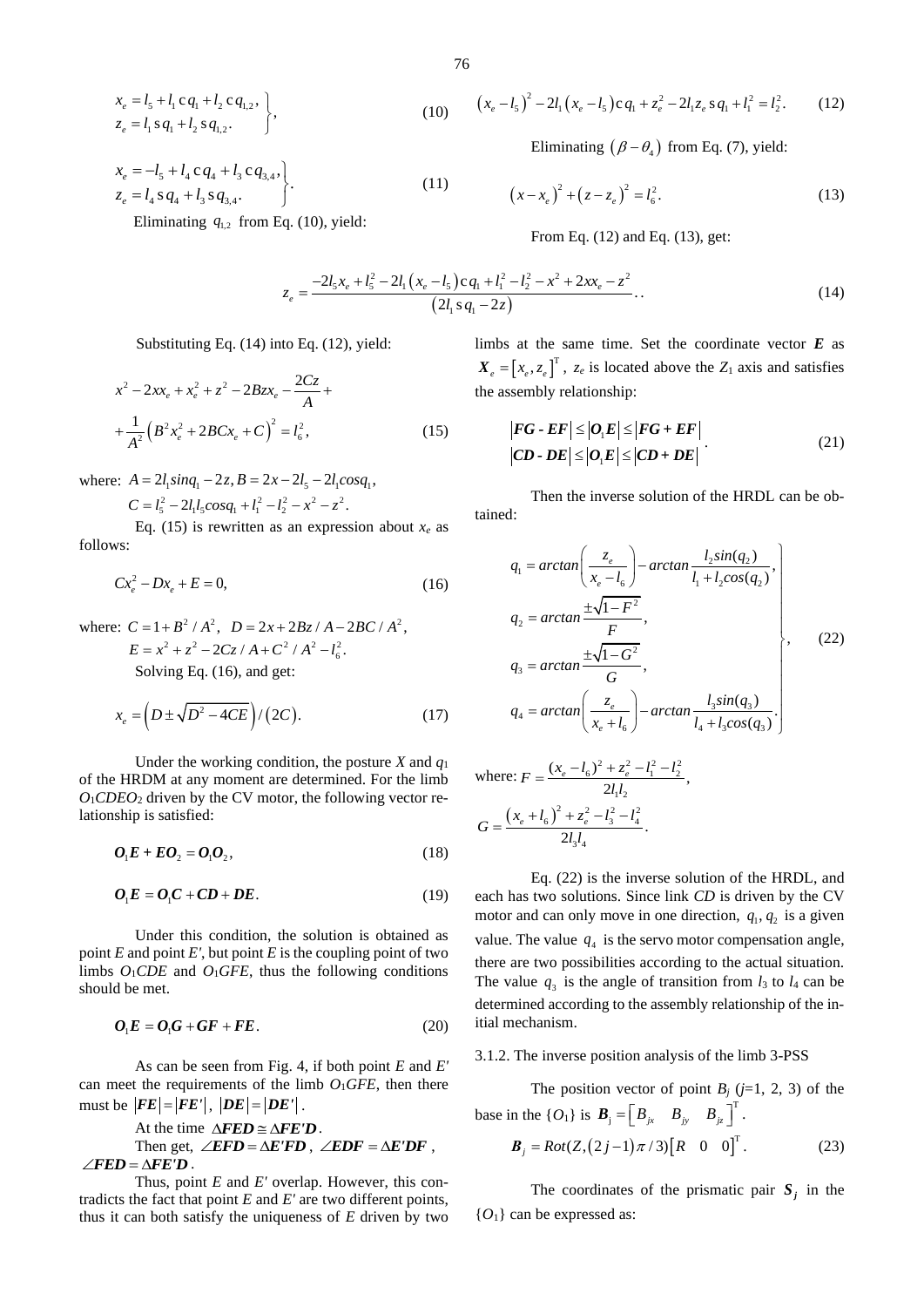$$\left.\begin{aligned} x_e &= l_5 + l_1 \,\mathrm{c}\, q_1 + l_2 \,\mathrm{c}\, q_{1,2}, \\ z_e &= l_1 \,\mathrm{s}\, q_1 + l_2 \,\mathrm{s}\, q_{1,2}. \end{aligned}\right\}, \tag{10}$$

$$\left.\begin{aligned} x_e &= -l_5 + l_4 \,\mathrm{c}\, q_4 + l_3 \,\mathrm{c}\, q_{3,4}, \\ z_e &= l_4 \,\mathrm{s}\, q_4 + l_3 \,\mathrm{s}\, q_{3,4}. \end{aligned}\right\}. \tag{11}$$

Eliminating $q_{1,2}$ from Eq. (10), yield:

$$\left(x_e - l_5\right)^2 - 2l_1\left(x_e - l_5\right)\mathrm{c}\, q_1 + z_e^2 - 2l_1 z_e \,\mathrm{s}\, q_1 + l_1^2 = l_2^2. \tag{12}$$

Eliminating $(\beta - \theta_4)$ from Eq. (7), yield:

$$\left(x - x_e\right)^2 + \left(z - z_e\right)^2 = l_6^2. \tag{13}$$

From Eq. (12) and Eq. (13), get:

$$z_e = \frac{-2l_5 x_e + l_5^2 - 2l_1\left(x_e - l_5\right)\mathrm{c}\, q_1 + l_1^2 - l_2^2 - x^2 + 2xx_e - z^2}{\left(2l_1 \,\mathrm{s}\, q_1 - 2z\right)}.. \tag{14}$$

Substituting Eq. (14) into Eq. (12), yield:

$$x^2 - 2xx_e + x_e^2 + z^2 - 2Bzx_e - \frac{2Cz}{A} + \\ + \frac{1}{A^2}\left(B^2 x_e^2 + 2BCx_e + C\right)^2 = l_6^2, \tag{15}$$

where: $A = 2l_1 sinq_1 - 2z, B = 2x - 2l_5 - 2l_1 cosq_1,$

$C = l_5^2 - 2l_1 l_5 cosq_1 + l_1^2 - l_2^2 - x^2 - z^2.$

Eq. (15) is rewritten as an expression about $x_e$ as follows:

$$Cx_e^2 - Dx_e + E = 0, \tag{16}$$

where: $C = 1 + B^2/A^2, \quad D = 2x + 2Bz/A - 2BC/A^2,$

$E = x^2 + z^2 - 2Cz/A + C^2/A^2 - l_6^2.$

Solving Eq. (16), and get:

$$x_e = \left(D \pm \sqrt{D^2 - 4CE}\right)/\left(2C\right). \tag{17}$$

Under the working condition, the posture $X$ and $q_1$ of the HRDM at any moment are determined. For the limb $O_1CDEO_2$ driven by the CV motor, the following vector relationship is satisfied:

$$\boldsymbol{O_1E} + \boldsymbol{EO_2} = \boldsymbol{O_1O_2}, \tag{18}$$

$$\boldsymbol{O_1E} = \boldsymbol{O_1C} + \boldsymbol{CD} + \boldsymbol{DE}. \tag{19}$$

Under this condition, the solution is obtained as point $E$ and point $E'$, but point $E$ is the coupling point of two limbs $O_1CDE$ and $O_1GFE$, thus the following conditions should be met.

$$\boldsymbol{O_1E} = \boldsymbol{O_1G} + \boldsymbol{GF} + \boldsymbol{FE}. \tag{20}$$

As can be seen from Fig. 4, if both point $E$ and $E'$ can meet the requirements of the limb $O_1GFE$, then there must be $|\boldsymbol{FE}| = |\boldsymbol{FE'}|$, $|\boldsymbol{DE}| = |\boldsymbol{DE'}|$.

At the time $\Delta \boldsymbol{FED} \cong \Delta \boldsymbol{FE'D}$.

Then get, $\angle \boldsymbol{EFD} = \Delta \boldsymbol{E'FD}$, $\angle \boldsymbol{EDF} = \Delta \boldsymbol{E'DF}$, $\angle \boldsymbol{FED} = \Delta \boldsymbol{FE'D}$.

Thus, point $E$ and $E'$ overlap. However, this contradicts the fact that point $E$ and $E'$ are two different points, thus it can both satisfy the uniqueness of $E$ driven by two limbs at the same time. Set the coordinate vector $\boldsymbol{E}$ as $\boldsymbol{X}_e = \left[x_e, z_e\right]^{\mathrm{T}}$, $z_e$ is located above the $Z_1$ axis and satisfies the assembly relationship:

$$\begin{aligned} \left|\boldsymbol{FG} - \boldsymbol{EF}\right| \le \left|\boldsymbol{O_1E}\right| \le \left|\boldsymbol{FG} + \boldsymbol{EF}\right| \\ \left|\boldsymbol{CD} - \boldsymbol{DE}\right| \le \left|\boldsymbol{O_1E}\right| \le \left|\boldsymbol{CD} + \boldsymbol{DE}\right| \end{aligned}. \tag{21}$$

Then the inverse solution of the HRDL can be obtained:

$$\left.\begin{aligned} q_1 &= arctan\left(\frac{z_e}{x_e - l_6}\right) - arctan\frac{l_2 sin(q_2)}{l_1 + l_2 cos(q_2)}, \\ q_2 &= arctan\frac{\pm\sqrt{1 - F^2}}{F}, \\ q_3 &= arctan\frac{\pm\sqrt{1 - G^2}}{G}, \\ q_4 &= arctan\left(\frac{z_e}{x_e + l_6}\right) - arctan\frac{l_3 sin(q_3)}{l_4 + l_3 cos(q_3)}. \end{aligned}\right\}, \tag{22}$$

where: $F = \dfrac{(x_e - l_6)^2 + z_e^2 - l_1^2 - l_2^2}{2l_1 l_2},$

$G = \dfrac{\left(x_e + l_6\right)^2 + z_e^2 - l_3^2 - l_4^2}{2l_3 l_4}.$

Eq. (22) is the inverse solution of the HRDL, and each has two solutions. Since link $CD$ is driven by the CV motor and can only move in one direction, $q_1, q_2$ is a given value. The value $q_4$ is the servo motor compensation angle, there are two possibilities according to the actual situation. The value $q_3$ is the angle of transition from $l_3$ to $l_4$ can be determined according to the assembly relationship of the initial mechanism.

### 3.1.2. The inverse position analysis of the limb 3-PSS

The position vector of point $B_j$ ($j$=1, 2, 3) of the base in the $\{O_1\}$ is $\boldsymbol{B}_j = \begin{bmatrix} B_{jx} & B_{jy} & B_{jz} \end{bmatrix}^{\mathrm{T}}$.

$$\boldsymbol{B}_j = Rot(Z, (2j-1)\pi/3)\begin{bmatrix} R & 0 & 0 \end{bmatrix}^{\mathrm{T}}. \tag{23}$$

The coordinates of the prismatic pair $\boldsymbol{S}_j$ in the $\{O_1\}$ can be expressed as: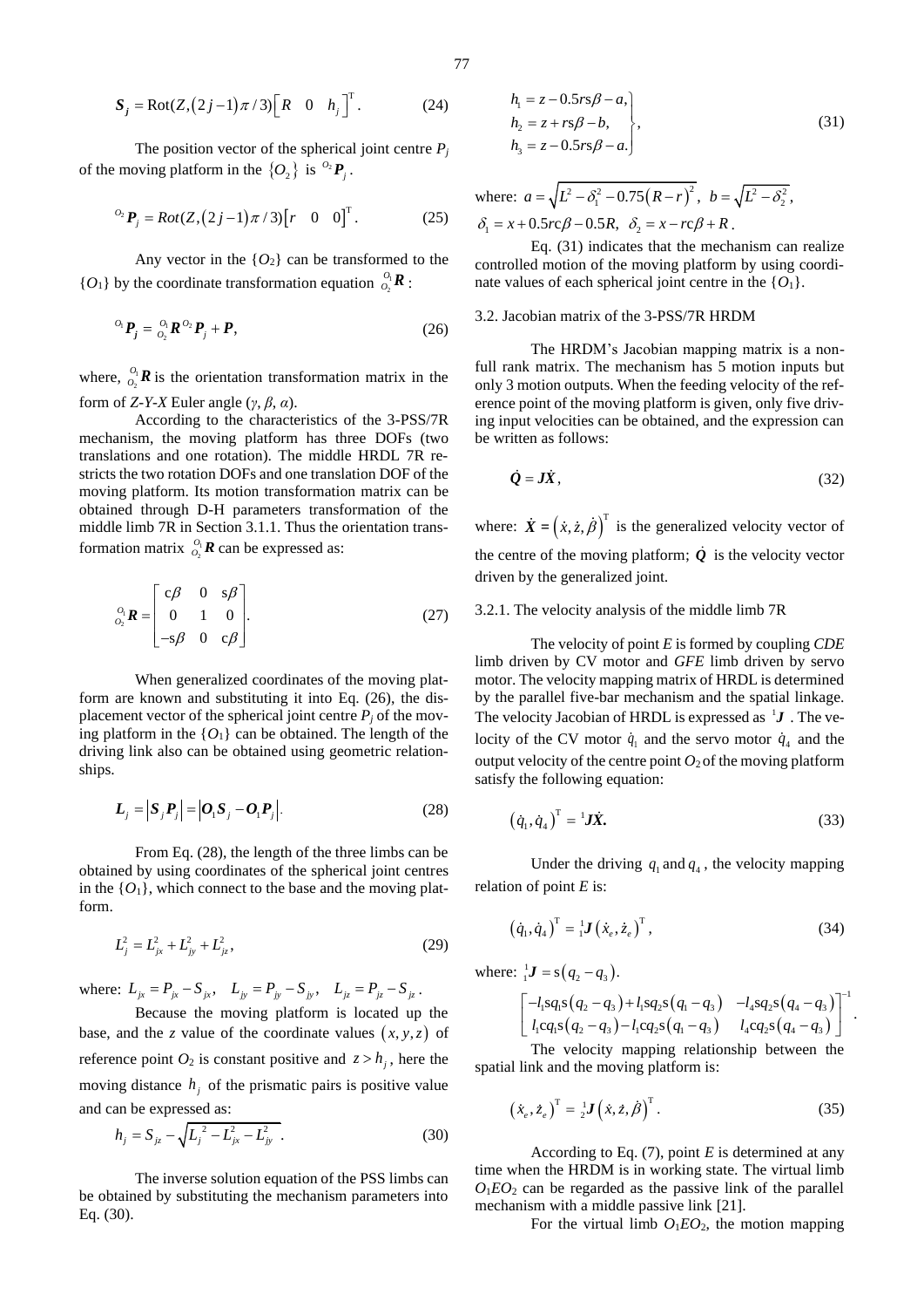$$\boldsymbol{S}_j = \mathrm{Rot}(Z,(2j-1)\pi/3)\begin{bmatrix} R & 0 & h_j \end{bmatrix}^{\mathrm{T}}. \tag{24}$$

The position vector of the spherical joint centre $P_j$ of the moving platform in the $\{O_2\}$ is ${}^{O_2}\boldsymbol{P}_j$.

$${}^{O_2}\boldsymbol{P}_j = Rot(Z,(2j-1)\pi/3)\begin{bmatrix} r & 0 & 0 \end{bmatrix}^{\mathrm{T}}. \tag{25}$$

Any vector in the $\{O_2\}$ can be transformed to the $\{O_1\}$ by the coordinate transformation equation ${}^{O_1}_{O_2}\boldsymbol{R}$:

$${}^{O_1}\boldsymbol{P}_j = {}^{O_1}_{O_2}\boldsymbol{R}\,{}^{O_2}\boldsymbol{P}_j + \boldsymbol{P}, \tag{26}$$

where, ${}^{O_1}_{O_2}\boldsymbol{R}$ is the orientation transformation matrix in the form of *Z-Y-X* Euler angle ($\gamma$, $\beta$, $\alpha$).

According to the characteristics of the 3-PSS/7R mechanism, the moving platform has three DOFs (two translations and one rotation). The middle HRDL 7R restricts the two rotation DOFs and one translation DOF of the moving platform. Its motion transformation matrix can be obtained through D-H parameters transformation of the middle limb 7R in Section 3.1.1. Thus the orientation transformation matrix ${}^{O_1}_{O_2}\boldsymbol{R}$ can be expressed as:

$${}^{O_1}_{O_2}\boldsymbol{R} = \begin{bmatrix} \mathrm{c}\beta & 0 & \mathrm{s}\beta \\ 0 & 1 & 0 \\ -\mathrm{s}\beta & 0 & \mathrm{c}\beta \end{bmatrix}. \tag{27}$$

When generalized coordinates of the moving platform are known and substituting it into Eq. (26), the displacement vector of the spherical joint centre $P_j$ of the moving platform in the $\{O_1\}$ can be obtained. The length of the driving link also can be obtained using geometric relationships.

$$\boldsymbol{L}_j = \left|\boldsymbol{S}_j\boldsymbol{P}_j\right| = \left|\boldsymbol{O}_1\boldsymbol{S}_j - \boldsymbol{O}_1\boldsymbol{P}_j\right|. \tag{28}$$

From Eq. (28), the length of the three limbs can be obtained by using coordinates of the spherical joint centres in the $\{O_1\}$, which connect to the base and the moving platform.

$$L_j^2 = L_{jx}^2 + L_{jy}^2 + L_{jz}^2, \tag{29}$$

where: $L_{jx} = P_{jx} - S_{jx}$, $L_{jy} = P_{jy} - S_{jy}$, $L_{jz} = P_{jz} - S_{jz}$.

Because the moving platform is located up the base, and the $z$ value of the coordinate values $(x, y, z)$ of reference point $O_2$ is constant positive and $z > h_j$, here the moving distance $h_j$ of the prismatic pairs is positive value and can be expressed as:

$$h_j = S_{jz} - \sqrt{L_j^{\,2} - L_{jx}^2 - L_{jy}^2}. \tag{30}$$

The inverse solution equation of the PSS limbs can be obtained by substituting the mechanism parameters into Eq. (30).

$$\left.\begin{aligned} h_1 &= z - 0.5r\mathrm{s}\beta - a, \\ h_2 &= z + r\mathrm{s}\beta - b, \\ h_3 &= z - 0.5r\mathrm{s}\beta - a. \end{aligned}\right\}, \tag{31}$$

where: $a = \sqrt{L^2 - \delta_1^2 - 0.75(R-r)^2}$, $b = \sqrt{L^2 - \delta_2^2}$, $\delta_1 = x + 0.5r\mathrm{c}\beta - 0.5R$, $\delta_2 = x - r\mathrm{c}\beta + R$.

Eq. (31) indicates that the mechanism can realize controlled motion of the moving platform by using coordinate values of each spherical joint centre in the $\{O_1\}$.

### 3.2. Jacobian matrix of the 3-PSS/7R HRDM

The HRDM's Jacobian mapping matrix is a non-full rank matrix. The mechanism has 5 motion inputs but only 3 motion outputs. When the feeding velocity of the reference point of the moving platform is given, only five driving input velocities can be obtained, and the expression can be written as follows:

$$\dot{\boldsymbol{Q}} = \boldsymbol{J}\dot{\boldsymbol{X}}, \tag{32}$$

where: $\dot{\boldsymbol{X}} = (\dot{x}, \dot{z}, \dot{\beta})^{\mathrm{T}}$ is the generalized velocity vector of the centre of the moving platform; $\dot{\boldsymbol{Q}}$ is the velocity vector driven by the generalized joint.

#### 3.2.1. The velocity analysis of the middle limb 7R

The velocity of point $E$ is formed by coupling $CDE$ limb driven by CV motor and $GFE$ limb driven by servo motor. The velocity mapping matrix of HRDL is determined by the parallel five-bar mechanism and the spatial linkage. The velocity Jacobian of HRDL is expressed as ${}^{1}\boldsymbol{J}$. The velocity of the CV motor $\dot{q}_1$ and the servo motor $\dot{q}_4$ and the output velocity of the centre point $O_2$ of the moving platform satisfy the following equation:

$$(\dot{q}_1, \dot{q}_4)^{\mathrm{T}} = {}^{1}\boldsymbol{J}\dot{\boldsymbol{X}}. \tag{33}$$

Under the driving $q_1$ and $q_4$, the velocity mapping relation of point $E$ is:

$$(\dot{q}_1, \dot{q}_4)^{\mathrm{T}} = {}^{1}_{1}\boldsymbol{J}(\dot{x}_e, \dot{z}_e)^{\mathrm{T}}, \tag{34}$$

where: ${}^{1}_{1}\boldsymbol{J} = \mathrm{s}(q_2 - q_3)$.

$$\begin{bmatrix} -l_1\mathrm{s}q_1\mathrm{s}(q_2-q_3) + l_1\mathrm{s}q_2\mathrm{s}(q_1-q_3) & -l_4\mathrm{s}q_2\mathrm{s}(q_4-q_3) \\ l_1\mathrm{c}q_1\mathrm{s}(q_2-q_3) - l_1\mathrm{c}q_2\mathrm{s}(q_1-q_3) & l_4\mathrm{c}q_2\mathrm{s}(q_4-q_3) \end{bmatrix}^{-1}.$$

The velocity mapping relationship between the spatial link and the moving platform is:

$$(\dot{x}_e, \dot{z}_e)^{\mathrm{T}} = {}^{1}_{2}\boldsymbol{J}(\dot{x}, \dot{z}, \dot{\beta})^{\mathrm{T}}. \tag{35}$$

According to Eq. (7), point $E$ is determined at any time when the HRDM is in working state. The virtual limb $O_1EO_2$ can be regarded as the passive link of the parallel mechanism with a middle passive link [21].

For the virtual limb $O_1EO_2$, the motion mapping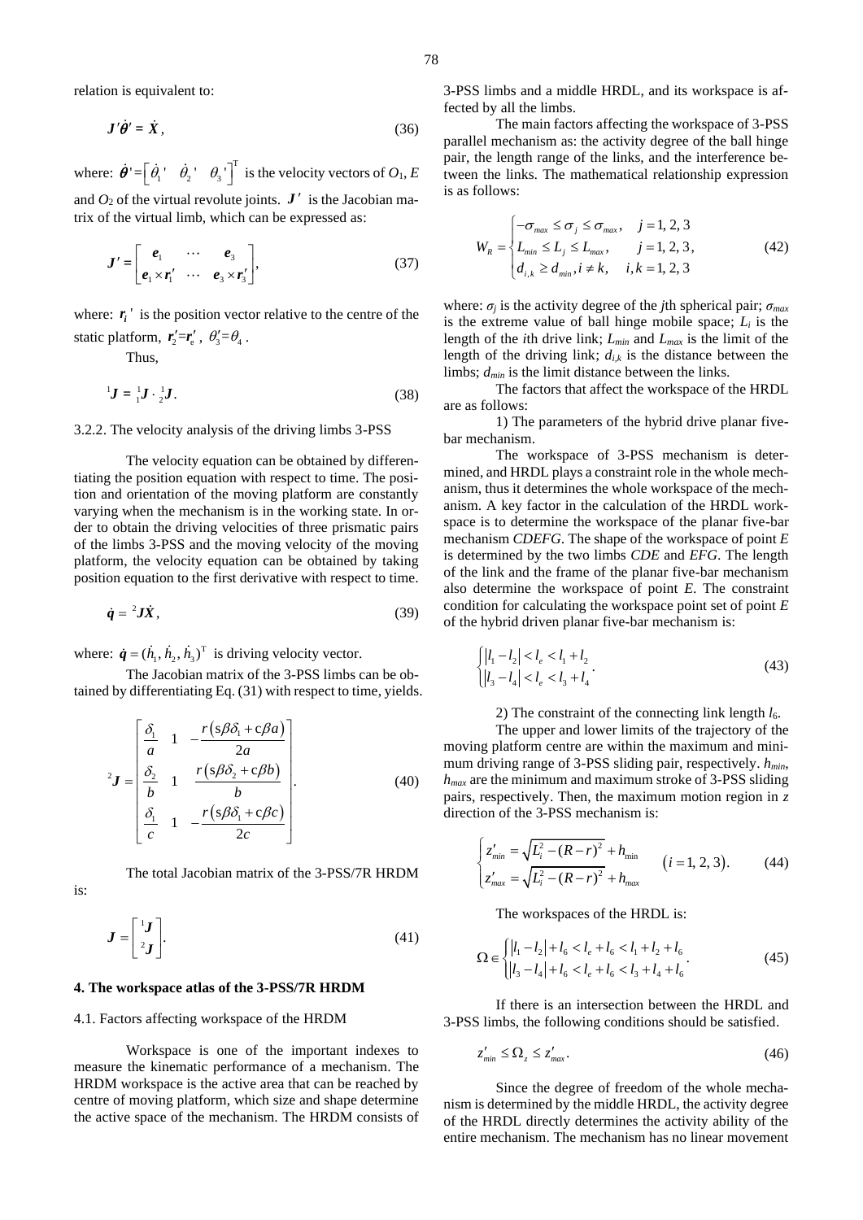relation is equivalent to:

$$\boldsymbol{J}'\dot{\boldsymbol{\theta}}' = \dot{\boldsymbol{X}}, \tag{36}$$

where: $\dot{\boldsymbol{\theta}}' = \begin{bmatrix} \dot{\theta}_1' & \dot{\theta}_2' & \theta_3' \end{bmatrix}^{\mathrm{T}}$ is the velocity vectors of $O_1$, $E$ and $O_2$ of the virtual revolute joints. $\boldsymbol{J}'$ is the Jacobian matrix of the virtual limb, which can be expressed as:

$$\boldsymbol{J}' = \begin{bmatrix} \boldsymbol{e}_1 & \cdots & \boldsymbol{e}_3 \\ \boldsymbol{e}_1 \times \boldsymbol{r}_1' & \cdots & \boldsymbol{e}_3 \times \boldsymbol{r}_3' \end{bmatrix}, \tag{37}$$

where: $\boldsymbol{r}_i'$ is the position vector relative to the centre of the static platform, $\boldsymbol{r}_2' = \boldsymbol{r}_e'$, $\theta_3' = \theta_4$.

Thus,

$${}^{1}\boldsymbol{J} = {}^{1}_{1}\boldsymbol{J} \cdot {}^{1}_{2}\boldsymbol{J}. \tag{38}$$

3.2.2. The velocity analysis of the driving limbs 3-PSS

The velocity equation can be obtained by differentiating the position equation with respect to time. The position and orientation of the moving platform are constantly varying when the mechanism is in the working state. In order to obtain the driving velocities of three prismatic pairs of the limbs 3-PSS and the moving velocity of the moving platform, the velocity equation can be obtained by taking position equation to the first derivative with respect to time.

$$\dot{\boldsymbol{q}} = {}^{2}\boldsymbol{J}\dot{\boldsymbol{X}}, \tag{39}$$

where: $\dot{\boldsymbol{q}} = (\dot{h}_1, \dot{h}_2, \dot{h}_3)^{\mathrm{T}}$ is driving velocity vector.

The Jacobian matrix of the 3-PSS limbs can be obtained by differentiating Eq. (31) with respect to time, yields.

$${}^{2}\boldsymbol{J} = \begin{bmatrix} \dfrac{\delta_1}{a} & 1 & -\dfrac{r\left(\mathrm{s}\beta\delta_1 + \mathrm{c}\beta a\right)}{2a} \\ \dfrac{\delta_2}{b} & 1 & \dfrac{r\left(\mathrm{s}\beta\delta_2 + \mathrm{c}\beta b\right)}{b} \\ \dfrac{\delta_1}{c} & 1 & -\dfrac{r\left(\mathrm{s}\beta\delta_1 + \mathrm{c}\beta c\right)}{2c} \end{bmatrix}. \tag{40}$$

The total Jacobian matrix of the 3-PSS/7R HRDM is:

$$\boldsymbol{J} = \begin{bmatrix} {}^{1}\boldsymbol{J} \\ {}^{2}\boldsymbol{J} \end{bmatrix}. \tag{41}$$

## 4. The workspace atlas of the 3-PSS/7R HRDM

### 4.1. Factors affecting workspace of the HRDM

Workspace is one of the important indexes to measure the kinematic performance of a mechanism. The HRDM workspace is the active area that can be reached by centre of moving platform, which size and shape determine the active space of the mechanism. The HRDM consists of 3-PSS limbs and a middle HRDL, and its workspace is affected by all the limbs.

The main factors affecting the workspace of 3-PSS parallel mechanism as: the activity degree of the ball hinge pair, the length range of the links, and the interference between the links. The mathematical relationship expression is as follows:

$$W_R = \begin{cases} -\sigma_{max} \le \sigma_j \le \sigma_{max}, & j = 1, 2, 3 \\ L_{min} \le L_j \le L_{max}, & j = 1, 2, 3, \\ d_{i,k} \ge d_{min}, i \ne k, & i, k = 1, 2, 3 \end{cases} \tag{42}$$

where: $\sigma_j$ is the activity degree of the $j$th spherical pair; $\sigma_{max}$ is the extreme value of ball hinge mobile space; $L_i$ is the length of the $i$th drive link; $L_{min}$ and $L_{max}$ is the limit of the length of the driving link; $d_{i,k}$ is the distance between the limbs; $d_{min}$ is the limit distance between the links.

The factors that affect the workspace of the HRDL are as follows:

1) The parameters of the hybrid drive planar five-bar mechanism.

The workspace of 3-PSS mechanism is determined, and HRDL plays a constraint role in the whole mechanism, thus it determines the whole workspace of the mechanism. A key factor in the calculation of the HRDL workspace is to determine the workspace of the planar five-bar mechanism *CDEFG*. The shape of the workspace of point *E* is determined by the two limbs *CDE* and *EFG*. The length of the link and the frame of the planar five-bar mechanism also determine the workspace of point *E*. The constraint condition for calculating the workspace point set of point *E* of the hybrid driven planar five-bar mechanism is:

$$\begin{cases} \left|l_1 - l_2\right| < l_e < l_1 + l_2 \\ \left|l_3 - l_4\right| < l_e < l_3 + l_4 \end{cases}. \tag{43}$$

2) The constraint of the connecting link length $l_6$.

The upper and lower limits of the trajectory of the moving platform centre are within the maximum and minimum driving range of 3-PSS sliding pair, respectively. $h_{min}$, $h_{max}$ are the minimum and maximum stroke of 3-PSS sliding pairs, respectively. Then, the maximum motion region in $z$ direction of the 3-PSS mechanism is:

$$\begin{cases} z_{min}' = \sqrt{L_i^2 - (R-r)^2} + h_{\min} \\ z_{max}' = \sqrt{L_i^2 - (R-r)^2} + h_{max} \end{cases} \quad (i = 1, 2, 3). \tag{44}$$

The workspaces of the HRDL is:

$$\Omega \in \begin{cases} \left|l_1 - l_2\right| + l_6 < l_e + l_6 < l_1 + l_2 + l_6 \\ \left|l_3 - l_4\right| + l_6 < l_e + l_6 < l_3 + l_4 + l_6 \end{cases}. \tag{45}$$

If there is an intersection between the HRDL and 3-PSS limbs, the following conditions should be satisfied.

$$z_{min}' \le \Omega_z \le z_{max}'. \tag{46}$$

Since the degree of freedom of the whole mechanism is determined by the middle HRDL, the activity degree of the HRDL directly determines the activity ability of the entire mechanism. The mechanism has no linear movement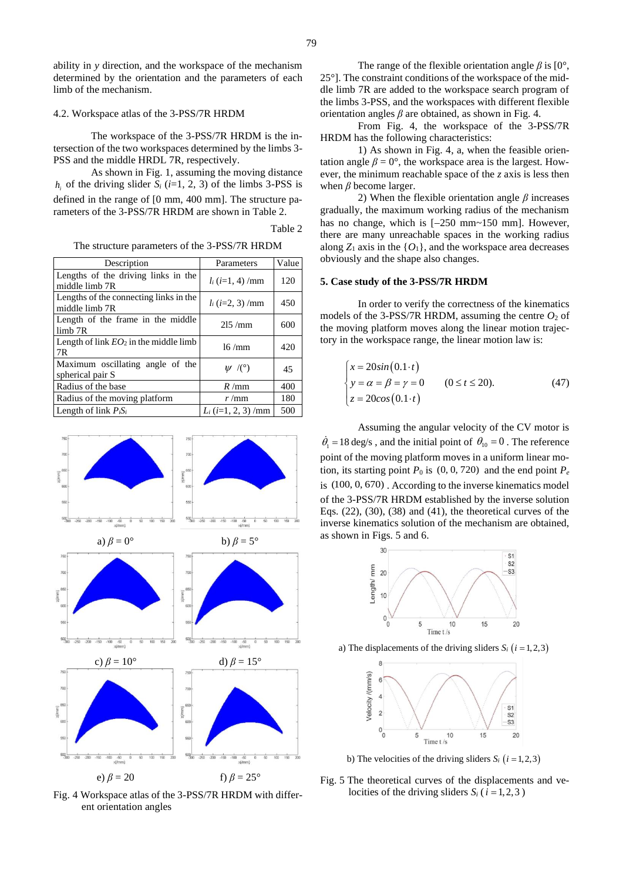ability in $y$ direction, and the workspace of the mechanism determined by the orientation and the parameters of each limb of the mechanism.

### 4.2. Workspace atlas of the 3-PSS/7R HRDM

The workspace of the 3-PSS/7R HRDM is the intersection of the two workspaces determined by the limbs 3-PSS and the middle HRDL 7R, respectively.

As shown in Fig. 1, assuming the moving distance $h_i$ of the driving slider $S_i$ ($i$=1, 2, 3) of the limbs 3-PSS is defined in the range of [0 mm, 400 mm]. The structure parameters of the 3-PSS/7R HRDM are shown in Table 2.

Table 2

The structure parameters of the 3-PSS/7R HRDM

| Description | Parameters | Value |
|---|---|---|
| Lengths of the driving links in the middle limb 7R | $l_i$ ($i$=1, 4) /mm | 120 |
| Lengths of the connecting links in the middle limb 7R | $l_i$ ($i$=2, 3) /mm | 450 |
| Length of the frame in the middle limb 7R | $2l_5$ /mm | 600 |
| Length of link $EO_2$ in the middle limb 7R | $l_6$ /mm | 420 |
| Maximum oscillating angle of the spherical pair S | $\psi$ /(°) | 45 |
| Radius of the base | $R$ /mm | 400 |
| Radius of the moving platform | $r$ /mm | 180 |
| Length of link $P_iS_i$ | $L_i$ ($i$=1, 2, 3) /mm | 500 |

a) $\beta$ = 0° b) $\beta$ = 5° c) $\beta$ = 10° d) $\beta$ = 15° e) $\beta$ = 20 f) $\beta$ = 25°

Fig. 4 Workspace atlas of the 3-PSS/7R HRDM with different orientation angles

The range of the flexible orientation angle $\beta$ is [0°, 25°]. The constraint conditions of the workspace of the middle limb 7R are added to the workspace search program of the limbs 3-PSS, and the workspaces with different flexible orientation angles $\beta$ are obtained, as shown in Fig. 4.

From Fig. 4, the workspace of the 3-PSS/7R HRDM has the following characteristics:

1) As shown in Fig. 4, a, when the feasible orientation angle $\beta$ = 0°, the workspace area is the largest. However, the minimum reachable space of the $z$ axis is less then when $\beta$ become larger.

2) When the flexible orientation angle $\beta$ increases gradually, the maximum working radius of the mechanism has no change, which is [–250 mm~150 mm]. However, there are many unreachable spaces in the working radius along $Z_1$ axis in the {$O_1$}, and the workspace area decreases obviously and the shape also changes.

## 5. Case study of the 3-PSS/7R HRDM

In order to verify the correctness of the kinematics models of the 3-PSS/7R HRDM, assuming the centre $O_2$ of the moving platform moves along the linear motion trajectory in the workspace range, the linear motion law is:

$$\begin{cases} x = 20sin(0.1 \cdot t) \\ y = \alpha = \beta = \gamma = 0 \\ z = 20cos(0.1 \cdot t) \end{cases} \quad (0 \le t \le 20). \tag{47}$$

Assuming the angular velocity of the CV motor is $\dot{\theta}_1 = 18$ deg/s , and the initial point of $\theta_{10} = 0$ . The reference point of the moving platform moves in a uniform linear motion, its starting point $P_0$ is $(0, 0, 720)$ and the end point $P_e$ is $(100, 0, 670)$ . According to the inverse kinematics model of the 3-PSS/7R HRDM established by the inverse solution Eqs. (22), (30), (38) and (41), the theoretical curves of the inverse kinematics solution of the mechanism are obtained, as shown in Figs. 5 and 6.

a) The displacements of the driving sliders $S_i$ $(i = 1,2,3)$

b) The velocities of the driving sliders $S_i$ $(i = 1,2,3)$

Fig. 5 The theoretical curves of the displacements and velocities of the driving sliders $S_i$ ( $i = 1,2,3$ )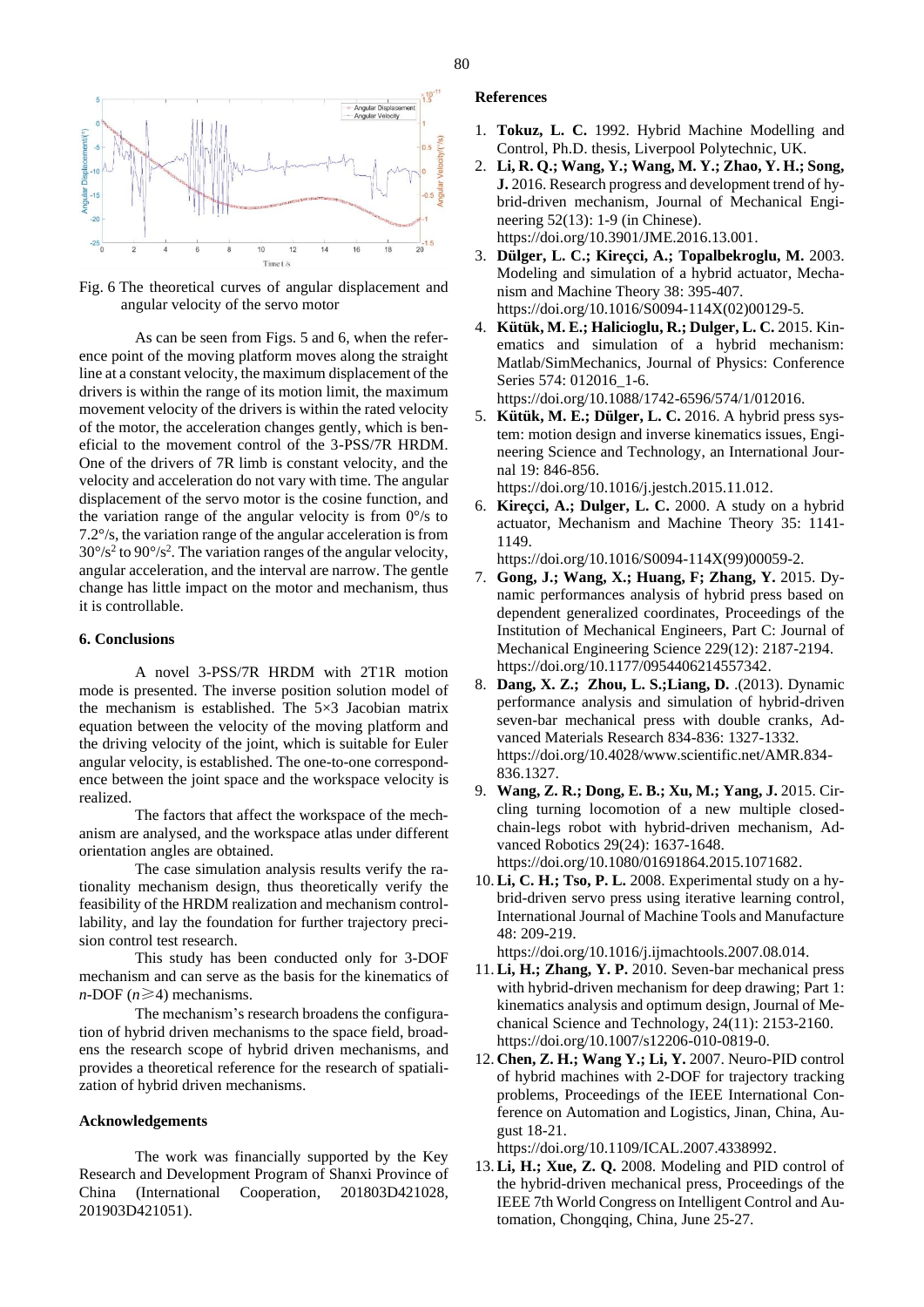Fig. 6 The theoretical curves of angular displacement and angular velocity of the servo motor

As can be seen from Figs. 5 and 6, when the reference point of the moving platform moves along the straight line at a constant velocity, the maximum displacement of the drivers is within the range of its motion limit, the maximum movement velocity of the drivers is within the rated velocity of the motor, the acceleration changes gently, which is beneficial to the movement control of the 3-PSS/7R HRDM. One of the drivers of 7R limb is constant velocity, and the velocity and acceleration do not vary with time. The angular displacement of the servo motor is the cosine function, and the variation range of the angular velocity is from 0°/s to 7.2°/s, the variation range of the angular acceleration is from 30°/s$^2$ to 90°/s$^2$. The variation ranges of the angular velocity, angular acceleration, and the interval are narrow. The gentle change has little impact on the motor and mechanism, thus it is controllable.

## 6. Conclusions

A novel 3-PSS/7R HRDM with 2T1R motion mode is presented. The inverse position solution model of the mechanism is established. The 5×3 Jacobian matrix equation between the velocity of the moving platform and the driving velocity of the joint, which is suitable for Euler angular velocity, is established. The one-to-one correspondence between the joint space and the workspace velocity is realized.

The factors that affect the workspace of the mechanism are analysed, and the workspace atlas under different orientation angles are obtained.

The case simulation analysis results verify the rationality mechanism design, thus theoretically verify the feasibility of the HRDM realization and mechanism controllability, and lay the foundation for further trajectory precision control test research.

This study has been conducted only for 3-DOF mechanism and can serve as the basis for the kinematics of $n$-DOF ($n \geqslant 4$) mechanisms.

The mechanism's research broadens the configuration of hybrid driven mechanisms to the space field, broadens the research scope of hybrid driven mechanisms, and provides a theoretical reference for the research of spatialization of hybrid driven mechanisms.

## Acknowledgements

The work was financially supported by the Key Research and Development Program of Shanxi Province of China (International Cooperation, 201803D421028, 201903D421051).

## References

1. **Tokuz, L. C.** 1992. Hybrid Machine Modelling and Control, Ph.D. thesis, Liverpool Polytechnic, UK.
2. **Li, R. Q.; Wang, Y.; Wang, M. Y.; Zhao, Y. H.; Song, J.** 2016. Research progress and development trend of hybrid-driven mechanism, Journal of Mechanical Engineering 52(13): 1-9 (in Chinese). https://doi.org/10.3901/JME.2016.13.001.
3. **Dülger, L. C.; Kireçci, A.; Topalbekroglu, M.** 2003. Modeling and simulation of a hybrid actuator, Mechanism and Machine Theory 38: 395-407. https://doi.org/10.1016/S0094-114X(02)00129-5.
4. **Kütük, M. E.; Halicioglu, R.; Dulger, L. C.** 2015. Kinematics and simulation of a hybrid mechanism: Matlab/SimMechanics, Journal of Physics: Conference Series 574: 012016_1-6. https://doi.org/10.1088/1742-6596/574/1/012016.
5. **Kütük, M. E.; Dülger, L. C.** 2016. A hybrid press system: motion design and inverse kinematics issues, Engineering Science and Technology, an International Journal 19: 846-856. https://doi.org/10.1016/j.jestch.2015.11.012.
6. **Kireçci, A.; Dulger, L. C.** 2000. A study on a hybrid actuator, Mechanism and Machine Theory 35: 1141-1149. https://doi.org/10.1016/S0094-114X(99)00059-2.
7. **Gong, J.; Wang, X.; Huang, F; Zhang, Y.** 2015. Dynamic performances analysis of hybrid press based on dependent generalized coordinates, Proceedings of the Institution of Mechanical Engineers, Part C: Journal of Mechanical Engineering Science 229(12): 2187-2194. https://doi.org/10.1177/0954406214557342.
8. **Dang, X. Z.; Zhou, L. S.;Liang, D.** .(2013). Dynamic performance analysis and simulation of hybrid-driven seven-bar mechanical press with double cranks, Advanced Materials Research 834-836: 1327-1332. https://doi.org/10.4028/www.scientific.net/AMR.834-836.1327.
9. **Wang, Z. R.; Dong, E. B.; Xu, M.; Yang, J.** 2015. Circling turning locomotion of a new multiple closed-chain-legs robot with hybrid-driven mechanism, Advanced Robotics 29(24): 1637-1648. https://doi.org/10.1080/01691864.2015.1071682.
10. **Li, C. H.; Tso, P. L.** 2008. Experimental study on a hybrid-driven servo press using iterative learning control, International Journal of Machine Tools and Manufacture 48: 209-219. https://doi.org/10.1016/j.ijmachtools.2007.08.014.
11. **Li, H.; Zhang, Y. P.** 2010. Seven-bar mechanical press with hybrid-driven mechanism for deep drawing; Part 1: kinematics analysis and optimum design, Journal of Mechanical Science and Technology, 24(11): 2153-2160. https://doi.org/10.1007/s12206-010-0819-0.
12. **Chen, Z. H.; Wang Y.; Li, Y.** 2007. Neuro-PID control of hybrid machines with 2-DOF for trajectory tracking problems, Proceedings of the IEEE International Conference on Automation and Logistics, Jinan, China, August 18-21. https://doi.org/10.1109/ICAL.2007.4338992.
13. **Li, H.; Xue, Z. Q.** 2008. Modeling and PID control of the hybrid-driven mechanical press, Proceedings of the IEEE 7th World Congress on Intelligent Control and Automation, Chongqing, China, June 25-27.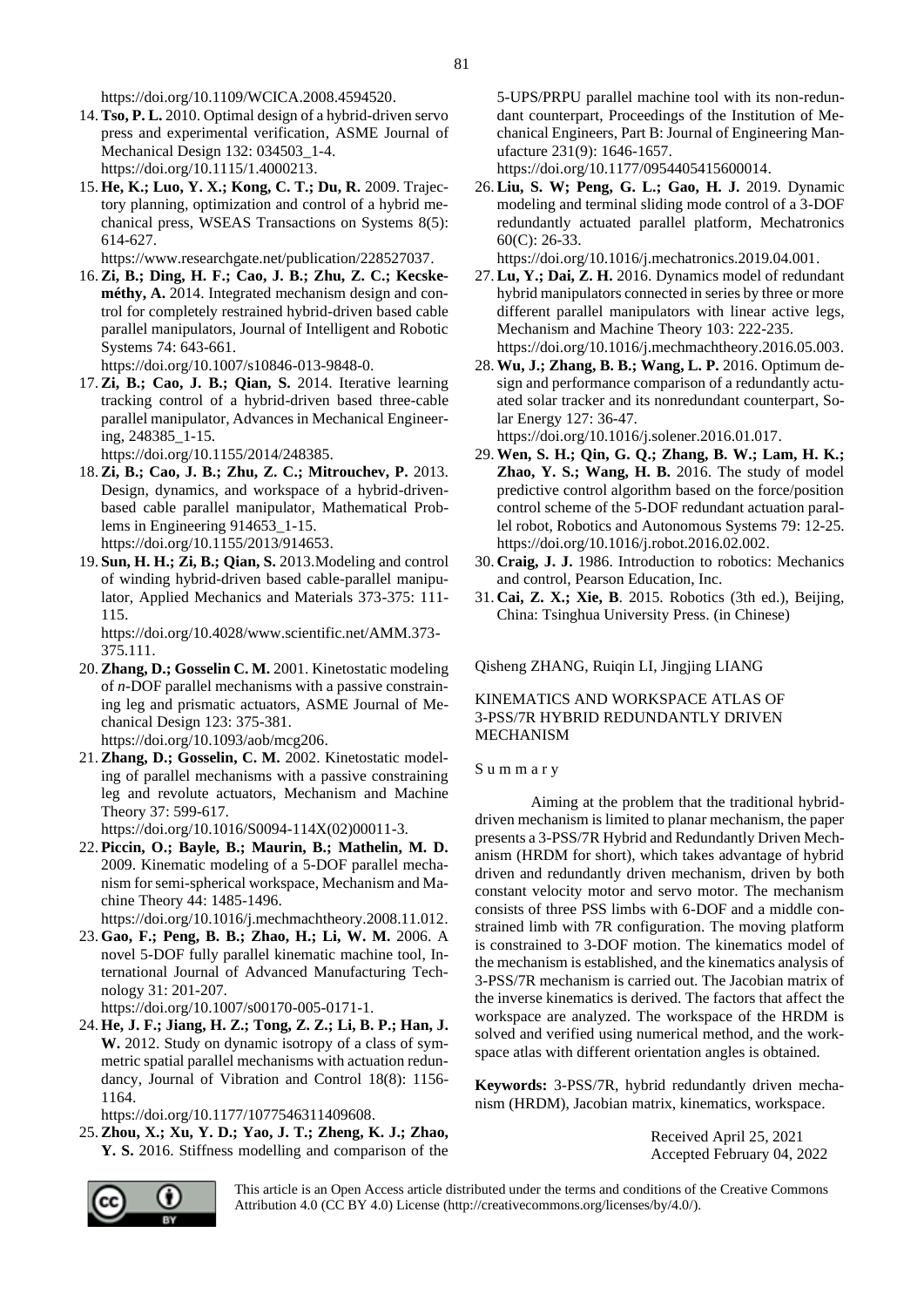https://doi.org/10.1109/WCICA.2008.4594520.

14. **Tso, P. L.** 2010. Optimal design of a hybrid-driven servo press and experimental verification, ASME Journal of Mechanical Design 132: 034503_1-4. https://doi.org/10.1115/1.4000213.
15. **He, K.; Luo, Y. X.; Kong, C. T.; Du, R.** 2009. Trajectory planning, optimization and control of a hybrid mechanical press, WSEAS Transactions on Systems 8(5): 614-627. https://www.researchgate.net/publication/228527037.
16. **Zi, B.; Ding, H. F.; Cao, J. B.; Zhu, Z. C.; Kecskeméthy, A.** 2014. Integrated mechanism design and control for completely restrained hybrid-driven based cable parallel manipulators, Journal of Intelligent and Robotic Systems 74: 643-661. https://doi.org/10.1007/s10846-013-9848-0.
17. **Zi, B.; Cao, J. B.; Qian, S.** 2014. Iterative learning tracking control of a hybrid-driven based three-cable parallel manipulator, Advances in Mechanical Engineering, 248385_1-15. https://doi.org/10.1155/2014/248385.
18. **Zi, B.; Cao, J. B.; Zhu, Z. C.; Mitrouchev, P.** 2013. Design, dynamics, and workspace of a hybrid-driven-based cable parallel manipulator, Mathematical Problems in Engineering 914653_1-15. https://doi.org/10.1155/2013/914653.
19. **Sun, H. H.; Zi, B.; Qian, S.** 2013.Modeling and control of winding hybrid-driven based cable-parallel manipulator, Applied Mechanics and Materials 373-375: 111-115. https://doi.org/10.4028/www.scientific.net/AMM.373-375.111.
20. **Zhang, D.; Gosselin C. M.** 2001. Kinetostatic modeling of *n*-DOF parallel mechanisms with a passive constraining leg and prismatic actuators, ASME Journal of Mechanical Design 123: 375-381. https://doi.org/10.1093/aob/mcg206.
21. **Zhang, D.; Gosselin, C. M.** 2002. Kinetostatic modeling of parallel mechanisms with a passive constraining leg and revolute actuators, Mechanism and Machine Theory 37: 599-617. https://doi.org/10.1016/S0094-114X(02)00011-3.
22. **Piccin, O.; Bayle, B.; Maurin, B.; Mathelin, M. D.** 2009. Kinematic modeling of a 5-DOF parallel mechanism for semi-spherical workspace, Mechanism and Machine Theory 44: 1485-1496. https://doi.org/10.1016/j.mechmachtheory.2008.11.012.
23. **Gao, F.; Peng, B. B.; Zhao, H.; Li, W. M.** 2006. A novel 5-DOF fully parallel kinematic machine tool, International Journal of Advanced Manufacturing Technology 31: 201-207. https://doi.org/10.1007/s00170-005-0171-1.
24. **He, J. F.; Jiang, H. Z.; Tong, Z. Z.; Li, B. P.; Han, J. W.** 2012. Study on dynamic isotropy of a class of symmetric spatial parallel mechanisms with actuation redundancy, Journal of Vibration and Control 18(8): 1156-1164. https://doi.org/10.1177/1077546311409608.
25. **Zhou, X.; Xu, Y. D.; Yao, J. T.; Zheng, K. J.; Zhao, Y. S.** 2016. Stiffness modelling and comparison of the 5-UPS/PRPU parallel machine tool with its non-redundant counterpart, Proceedings of the Institution of Mechanical Engineers, Part B: Journal of Engineering Manufacture 231(9): 1646-1657. https://doi.org/10.1177/0954405415600014.
26. **Liu, S. W; Peng, G. L.; Gao, H. J.** 2019. Dynamic modeling and terminal sliding mode control of a 3-DOF redundantly actuated parallel platform, Mechatronics 60(C): 26-33. https://doi.org/10.1016/j.mechatronics.2019.04.001.
27. **Lu, Y.; Dai, Z. H.** 2016. Dynamics model of redundant hybrid manipulators connected in series by three or more different parallel manipulators with linear active legs, Mechanism and Machine Theory 103: 222-235. https://doi.org/10.1016/j.mechmachtheory.2016.05.003.
28. **Wu, J.; Zhang, B. B.; Wang, L. P.** 2016. Optimum design and performance comparison of a redundantly actuated solar tracker and its nonredundant counterpart, Solar Energy 127: 36-47. https://doi.org/10.1016/j.solener.2016.01.017.
29. **Wen, S. H.; Qin, G. Q.; Zhang, B. W.; Lam, H. K.; Zhao, Y. S.; Wang, H. B.** 2016. The study of model predictive control algorithm based on the force/position control scheme of the 5-DOF redundant actuation parallel robot, Robotics and Autonomous Systems 79: 12-25. https://doi.org/10.1016/j.robot.2016.02.002.
30. **Craig, J. J.** 1986. Introduction to robotics: Mechanics and control, Pearson Education, Inc.
31. **Cai, Z. X.; Xie, B**. 2015. Robotics (3th ed.), Beijing, China: Tsinghua University Press. (in Chinese)

Qisheng ZHANG, Ruiqin LI, Jingjing LIANG

KINEMATICS AND WORKSPACE ATLAS OF 3-PSS/7R HYBRID REDUNDANTLY DRIVEN MECHANISM

S u m m a r y

Aiming at the problem that the traditional hybrid-driven mechanism is limited to planar mechanism, the paper presents a 3-PSS/7R Hybrid and Redundantly Driven Mechanism (HRDM for short), which takes advantage of hybrid driven and redundantly driven mechanism, driven by both constant velocity motor and servo motor. The mechanism consists of three PSS limbs with 6-DOF and a middle constrained limb with 7R configuration. The moving platform is constrained to 3-DOF motion. The kinematics model of the mechanism is established, and the kinematics analysis of 3-PSS/7R mechanism is carried out. The Jacobian matrix of the inverse kinematics is derived. The factors that affect the workspace are analyzed. The workspace of the HRDM is solved and verified using numerical method, and the workspace atlas with different orientation angles is obtained.

**Keywords:** 3-PSS/7R, hybrid redundantly driven mechanism (HRDM), Jacobian matrix, kinematics, workspace.

Received April 25, 2021
Accepted February 04, 2022

This article is an Open Access article distributed under the terms and conditions of the Creative Commons Attribution 4.0 (CC BY 4.0) License (http://creativecommons.org/licenses/by/4.0/).